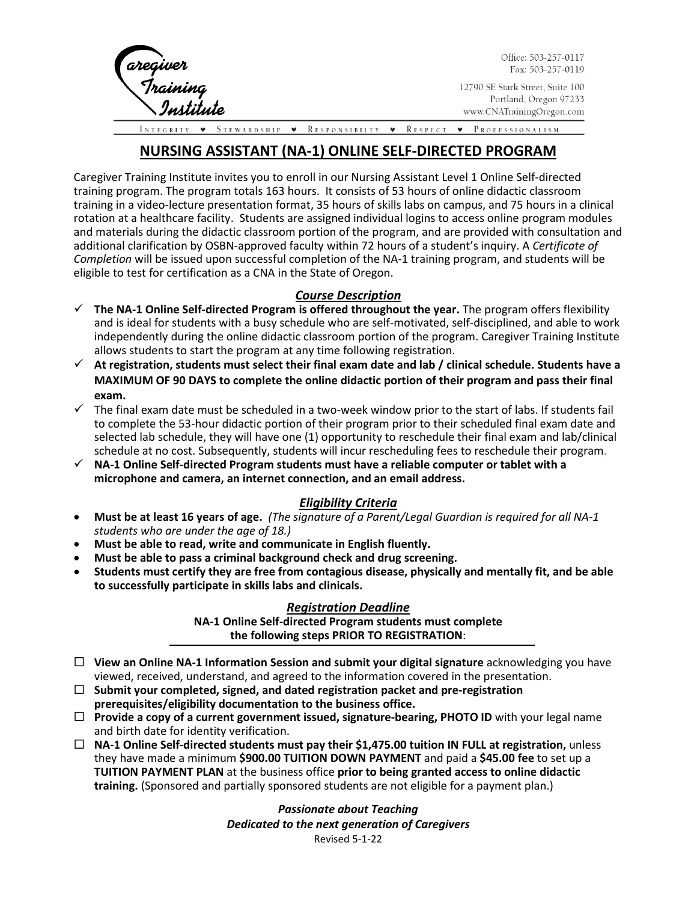Caregiver Training Institute

Office: 503-257-0117
Fax: 503-257-0119

12790 SE Stark Street, Suite 100
Portland, Oregon 97233
www.CNATrainingOregon.com

INTEGRITY ♥ STEWARDSHIP ♥ RESPONSIBILITY ♥ RESPECT ♥ PROFESSIONALISM

# NURSING ASSISTANT (NA-1) ONLINE SELF-DIRECTED PROGRAM

Caregiver Training Institute invites you to enroll in our Nursing Assistant Level 1 Online Self-directed training program. The program totals 163 hours. It consists of 53 hours of online didactic classroom training in a video-lecture presentation format, 35 hours of skills labs on campus, and 75 hours in a clinical rotation at a healthcare facility. Students are assigned individual logins to access online program modules and materials during the didactic classroom portion of the program, and are provided with consultation and additional clarification by OSBN-approved faculty within 72 hours of a student's inquiry. A *Certificate of Completion* will be issued upon successful completion of the NA-1 training program, and students will be eligible to test for certification as a CNA in the State of Oregon.

## *Course Description*

- ✓ **The NA-1 Online Self-directed Program is offered throughout the year.** The program offers flexibility and is ideal for students with a busy schedule who are self-motivated, self-disciplined, and able to work independently during the online didactic classroom portion of the program. Caregiver Training Institute allows students to start the program at any time following registration.
- ✓ **At registration, students must select their final exam date and lab / clinical schedule. Students have a MAXIMUM OF 90 DAYS to complete the online didactic portion of their program and pass their final exam.**
- ✓ The final exam date must be scheduled in a two-week window prior to the start of labs. If students fail to complete the 53-hour didactic portion of their program prior to their scheduled final exam date and selected lab schedule, they will have one (1) opportunity to reschedule their final exam and lab/clinical schedule at no cost. Subsequently, students will incur rescheduling fees to reschedule their program.
- ✓ **NA-1 Online Self-directed Program students must have a reliable computer or tablet with a microphone and camera, an internet connection, and an email address.**

## *Eligibility Criteria*

- **Must be at least 16 years of age.** *(The signature of a Parent/Legal Guardian is required for all NA-1 students who are under the age of 18.)*
- **Must be able to read, write and communicate in English fluently.**
- **Must be able to pass a criminal background check and drug screening.**
- **Students must certify they are free from contagious disease, physically and mentally fit, and be able to successfully participate in skills labs and clinicals.**

## *Registration Deadline*

**NA-1 Online Self-directed Program students must complete the following steps PRIOR TO REGISTRATION**:

- ☐ **View an Online NA-1 Information Session and submit your digital signature** acknowledging you have viewed, received, understand, and agreed to the information covered in the presentation.
- ☐ **Submit your completed, signed, and dated registration packet and pre-registration prerequisites/eligibility documentation to the business office.**
- ☐ **Provide a copy of a current government issued, signature-bearing, PHOTO ID** with your legal name and birth date for identity verification.
- ☐ **NA-1 Online Self-directed students must pay their $1,475.00 tuition IN FULL at registration,** unless they have made a minimum **$900.00 TUITION DOWN PAYMENT** and paid a **$45.00 fee** to set up a **TUITION PAYMENT PLAN** at the business office **prior to being granted access to online didactic training.** (Sponsored and partially sponsored students are not eligible for a payment plan.)

***Passionate about Teaching***
***Dedicated to the next generation of Caregivers***
Revised 5-1-22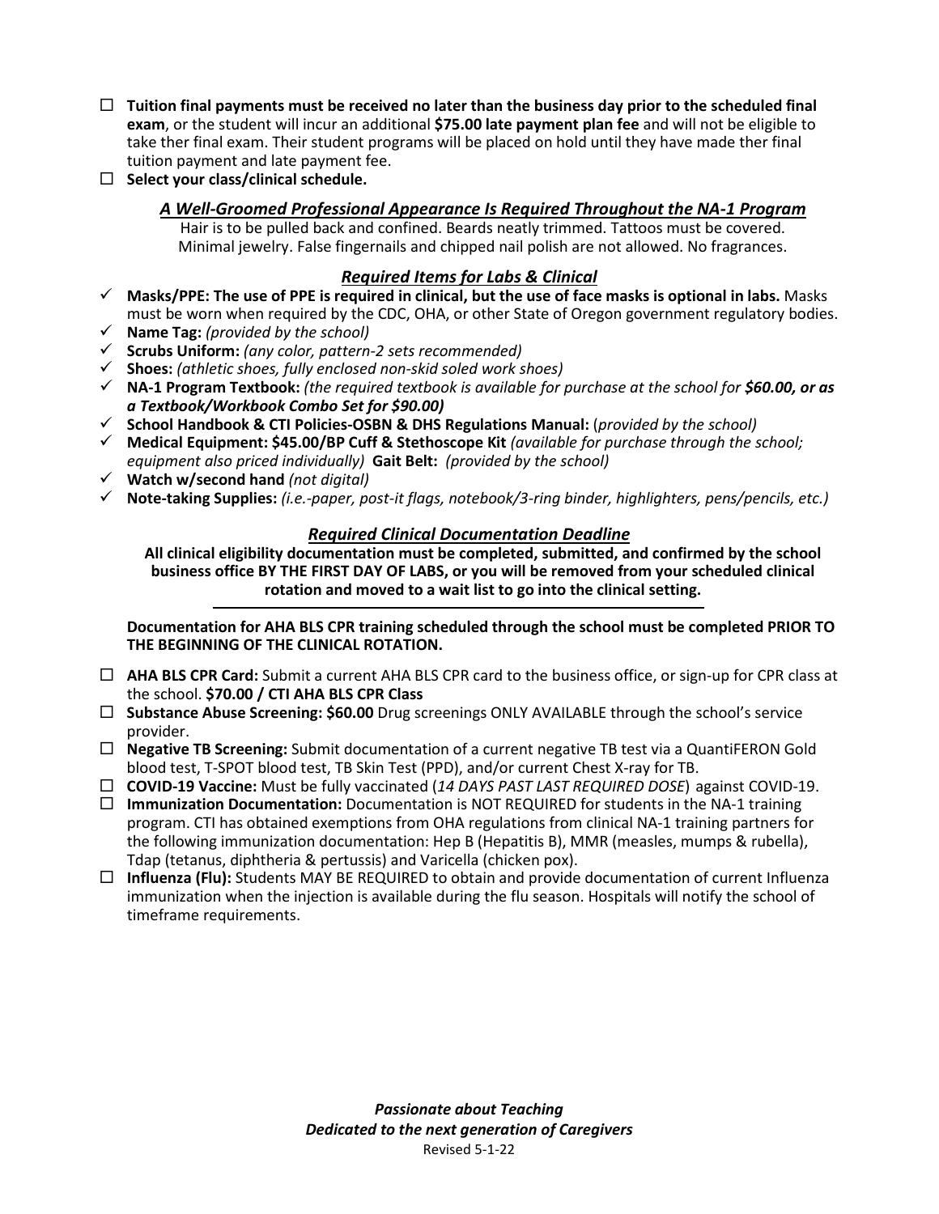- ☐ **Tuition final payments must be received no later than the business day prior to the scheduled final exam**, or the student will incur an additional **$75.00 late payment plan fee** and will not be eligible to take ther final exam. Their student programs will be placed on hold until they have made ther final tuition payment and late payment fee.
- ☐ **Select your class/clinical schedule.**

## *A Well-Groomed Professional Appearance Is Required Throughout the NA-1 Program*

Hair is to be pulled back and confined. Beards neatly trimmed. Tattoos must be covered. Minimal jewelry. False fingernails and chipped nail polish are not allowed. No fragrances.

## *Required Items for Labs & Clinical*

- ✓ **Masks/PPE: The use of PPE is required in clinical, but the use of face masks is optional in labs.** Masks must be worn when required by the CDC, OHA, or other State of Oregon government regulatory bodies.
- ✓ **Name Tag:** *(provided by the school)*
- ✓ **Scrubs Uniform:** *(any color, pattern-2 sets recommended)*
- ✓ **Shoes:** *(athletic shoes, fully enclosed non-skid soled work shoes)*
- ✓ **NA-1 Program Textbook:** *(the required textbook is available for purchase at the school for **$60.00, or as a Textbook/Workbook Combo Set for $90.00)***
- ✓ **School Handbook & CTI Policies-OSBN & DHS Regulations Manual:** (*provided by the school)*
- ✓ **Medical Equipment: $45.00/BP Cuff & Stethoscope Kit** *(available for purchase through the school; equipment also priced individually)* **Gait Belt:** *(provided by the school)*
- ✓ **Watch w/second hand** *(not digital)*
- ✓ **Note-taking Supplies:** *(i.e.-paper, post-it flags, notebook/3-ring binder, highlighters, pens/pencils, etc.)*

## *Required Clinical Documentation Deadline*

**All clinical eligibility documentation must be completed, submitted, and confirmed by the school business office BY THE FIRST DAY OF LABS, or you will be removed from your scheduled clinical rotation and moved to a wait list to go into the clinical setting.**

---

**Documentation for AHA BLS CPR training scheduled through the school must be completed PRIOR TO THE BEGINNING OF THE CLINICAL ROTATION.**

- ☐ **AHA BLS CPR Card:** Submit a current AHA BLS CPR card to the business office, or sign-up for CPR class at the school. **$70.00 / CTI AHA BLS CPR Class**
- ☐ **Substance Abuse Screening: $60.00** Drug screenings ONLY AVAILABLE through the school's service provider.
- ☐ **Negative TB Screening:** Submit documentation of a current negative TB test via a QuantiFERON Gold blood test, T-SPOT blood test, TB Skin Test (PPD), and/or current Chest X-ray for TB.
- ☐ **COVID-19 Vaccine:** Must be fully vaccinated (*14 DAYS PAST LAST REQUIRED DOSE*) against COVID-19.
- ☐ **Immunization Documentation:** Documentation is NOT REQUIRED for students in the NA-1 training program. CTI has obtained exemptions from OHA regulations from clinical NA-1 training partners for the following immunization documentation: Hep B (Hepatitis B), MMR (measles, mumps & rubella), Tdap (tetanus, diphtheria & pertussis) and Varicella (chicken pox).
- ☐ **Influenza (Flu):** Students MAY BE REQUIRED to obtain and provide documentation of current Influenza immunization when the injection is available during the flu season. Hospitals will notify the school of timeframe requirements.

***Passionate about Teaching***
***Dedicated to the next generation of Caregivers***
Revised 5-1-22